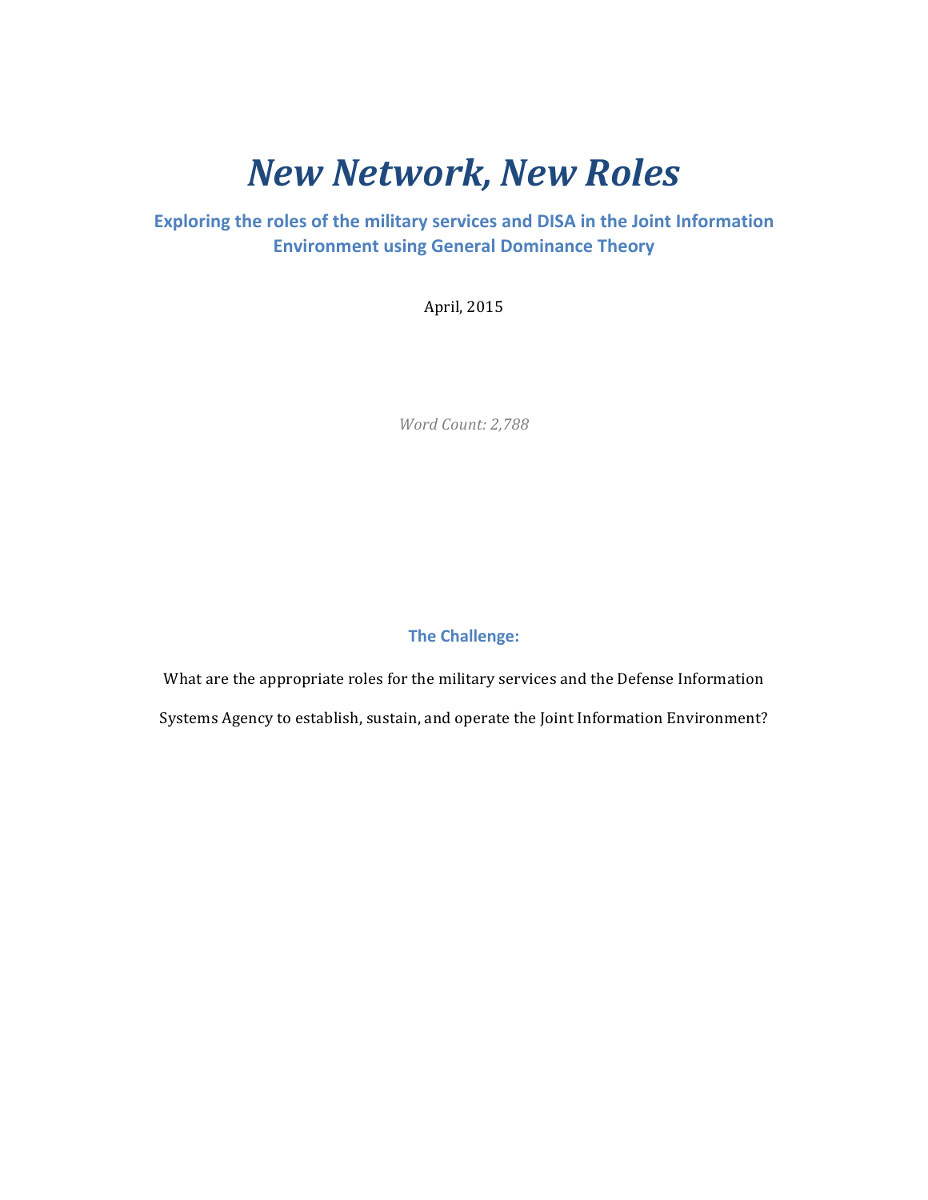# *New Network, New Roles*

**Exploring the roles of the military services and DISA in the Joint Information Environment using General Dominance Theory**

April, 2015

*Word Count: 2,788*

### The Challenge:

What are the appropriate roles for the military services and the Defense Information Systems Agency to establish, sustain, and operate the Joint Information Environment?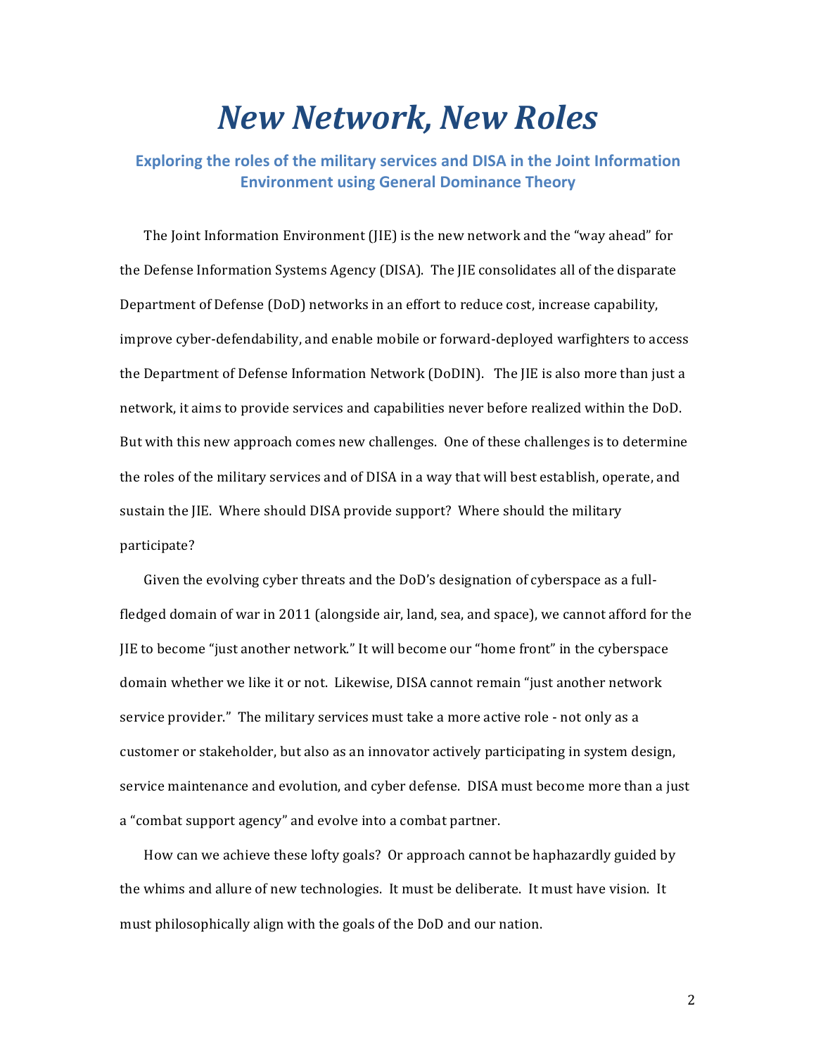# *New Network, New Roles*

### Exploring the roles of the military services and DISA in the Joint Information Environment using General Dominance Theory

The Joint Information Environment (JIE) is the new network and the "way ahead" for the Defense Information Systems Agency (DISA). The JIE consolidates all of the disparate Department of Defense (DoD) networks in an effort to reduce cost, increase capability, improve cyber-defendability, and enable mobile or forward-deployed warfighters to access the Department of Defense Information Network (DoDIN). The JIE is also more than just a network, it aims to provide services and capabilities never before realized within the DoD. But with this new approach comes new challenges. One of these challenges is to determine the roles of the military services and of DISA in a way that will best establish, operate, and sustain the JIE. Where should DISA provide support? Where should the military participate?

Given the evolving cyber threats and the DoD's designation of cyberspace as a full-fledged domain of war in 2011 (alongside air, land, sea, and space), we cannot afford for the JIE to become "just another network." It will become our "home front" in the cyberspace domain whether we like it or not. Likewise, DISA cannot remain "just another network service provider." The military services must take a more active role - not only as a customer or stakeholder, but also as an innovator actively participating in system design, service maintenance and evolution, and cyber defense. DISA must become more than a just a "combat support agency" and evolve into a combat partner.

How can we achieve these lofty goals? Or approach cannot be haphazardly guided by the whims and allure of new technologies. It must be deliberate. It must have vision. It must philosophically align with the goals of the DoD and our nation.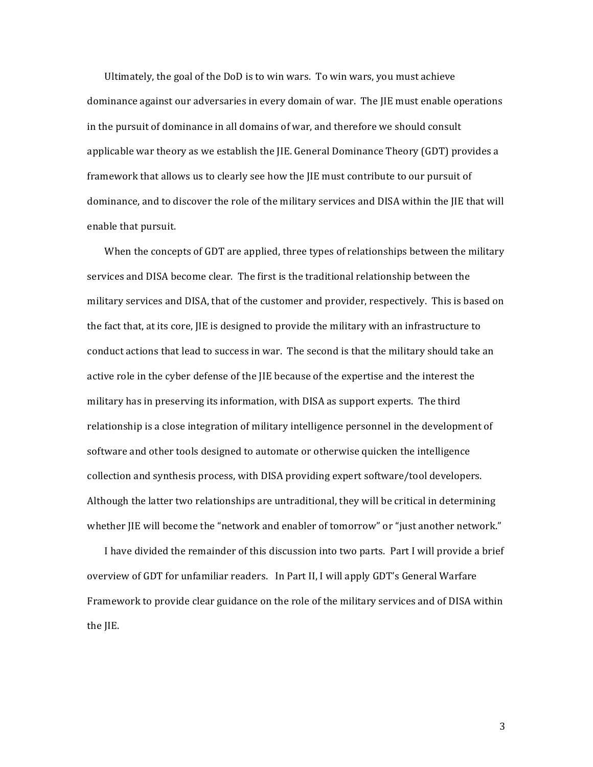Ultimately, the goal of the DoD is to win wars. To win wars, you must achieve dominance against our adversaries in every domain of war. The JIE must enable operations in the pursuit of dominance in all domains of war, and therefore we should consult applicable war theory as we establish the JIE. General Dominance Theory (GDT) provides a framework that allows us to clearly see how the JIE must contribute to our pursuit of dominance, and to discover the role of the military services and DISA within the JIE that will enable that pursuit.

When the concepts of GDT are applied, three types of relationships between the military services and DISA become clear. The first is the traditional relationship between the military services and DISA, that of the customer and provider, respectively. This is based on the fact that, at its core, JIE is designed to provide the military with an infrastructure to conduct actions that lead to success in war. The second is that the military should take an active role in the cyber defense of the JIE because of the expertise and the interest the military has in preserving its information, with DISA as support experts. The third relationship is a close integration of military intelligence personnel in the development of software and other tools designed to automate or otherwise quicken the intelligence collection and synthesis process, with DISA providing expert software/tool developers. Although the latter two relationships are untraditional, they will be critical in determining whether JIE will become the "network and enabler of tomorrow" or "just another network."

I have divided the remainder of this discussion into two parts. Part I will provide a brief overview of GDT for unfamiliar readers. In Part II, I will apply GDT's General Warfare Framework to provide clear guidance on the role of the military services and of DISA within the JIE.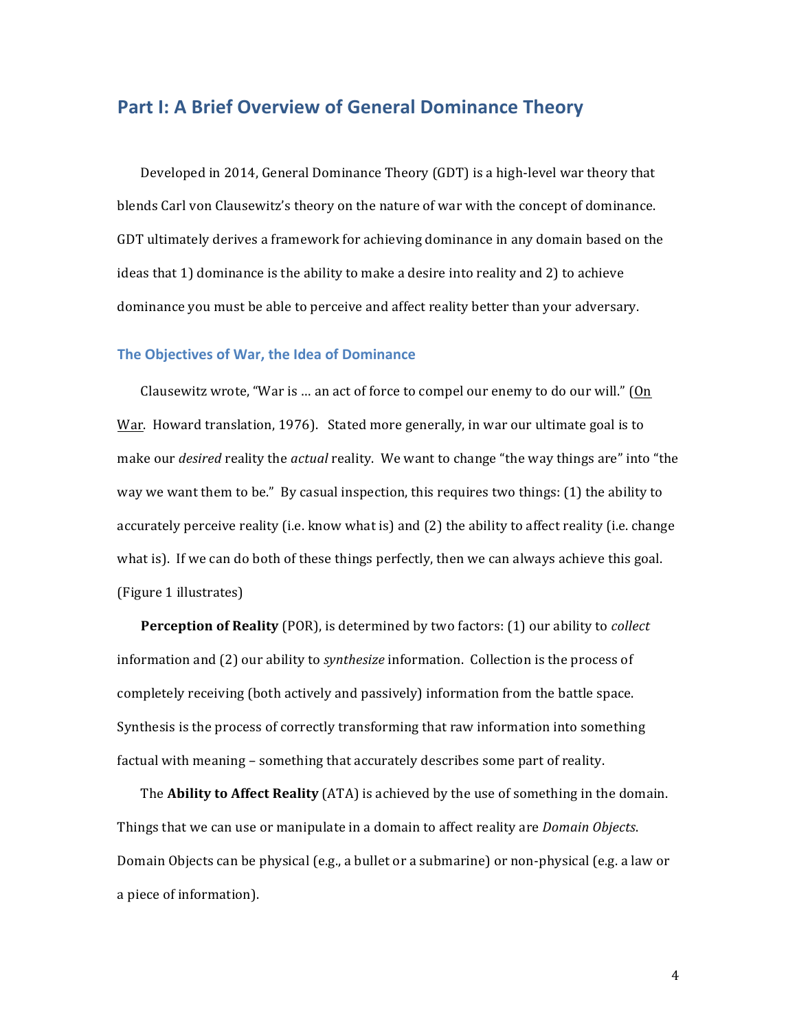## Part I: A Brief Overview of General Dominance Theory

Developed in 2014, General Dominance Theory (GDT) is a high-level war theory that blends Carl von Clausewitz's theory on the nature of war with the concept of dominance. GDT ultimately derives a framework for achieving dominance in any domain based on the ideas that 1) dominance is the ability to make a desire into reality and 2) to achieve dominance you must be able to perceive and affect reality better than your adversary.

### The Objectives of War, the Idea of Dominance

Clausewitz wrote, "War is … an act of force to compel our enemy to do our will." (On War. Howard translation, 1976). Stated more generally, in war our ultimate goal is to make our *desired* reality the *actual* reality. We want to change "the way things are" into "the way we want them to be." By casual inspection, this requires two things: (1) the ability to accurately perceive reality (i.e. know what is) and (2) the ability to affect reality (i.e. change what is). If we can do both of these things perfectly, then we can always achieve this goal. (Figure 1 illustrates)

**Perception of Reality** (POR), is determined by two factors: (1) our ability to *collect* information and (2) our ability to *synthesize* information. Collection is the process of completely receiving (both actively and passively) information from the battle space. Synthesis is the process of correctly transforming that raw information into something factual with meaning – something that accurately describes some part of reality.

The **Ability to Affect Reality** (ATA) is achieved by the use of something in the domain. Things that we can use or manipulate in a domain to affect reality are *Domain Objects*. Domain Objects can be physical (e.g., a bullet or a submarine) or non-physical (e.g. a law or a piece of information).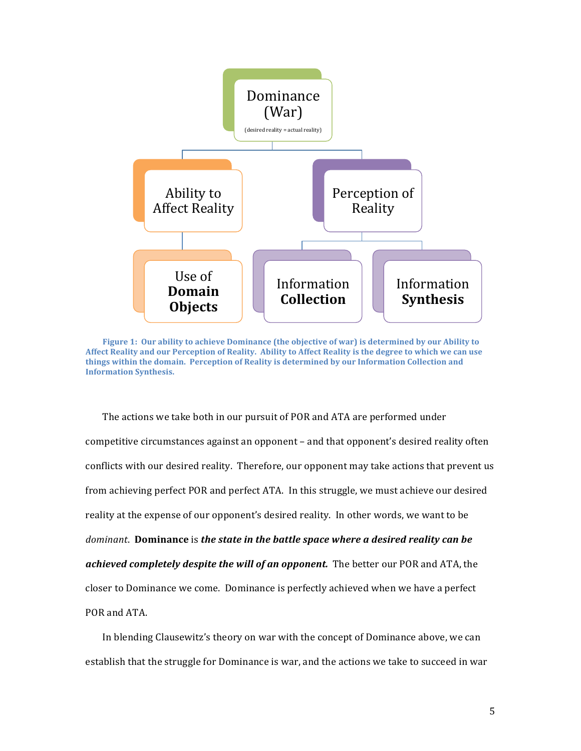Dominance (War)

(desired reality = actual reality)

Ability to Affect Reality

Perception of Reality

Use of **Domain Objects**

Information **Collection**

Information **Synthesis**

**Figure 1: Our ability to achieve Dominance (the objective of war) is determined by our Ability to Affect Reality and our Perception of Reality. Ability to Affect Reality is the degree to which we can use things within the domain. Perception of Reality is determined by our Information Collection and Information Synthesis.**

The actions we take both in our pursuit of POR and ATA are performed under competitive circumstances against an opponent – and that opponent's desired reality often conflicts with our desired reality. Therefore, our opponent may take actions that prevent us from achieving perfect POR and perfect ATA. In this struggle, we must achieve our desired reality at the expense of our opponent's desired reality. In other words, we want to be *dominant*. **Dominance** is ***the state in the battle space where a desired reality can be achieved completely despite the will of an opponent.*** The better our POR and ATA, the closer to Dominance we come. Dominance is perfectly achieved when we have a perfect POR and ATA.

In blending Clausewitz's theory on war with the concept of Dominance above, we can establish that the struggle for Dominance is war, and the actions we take to succeed in war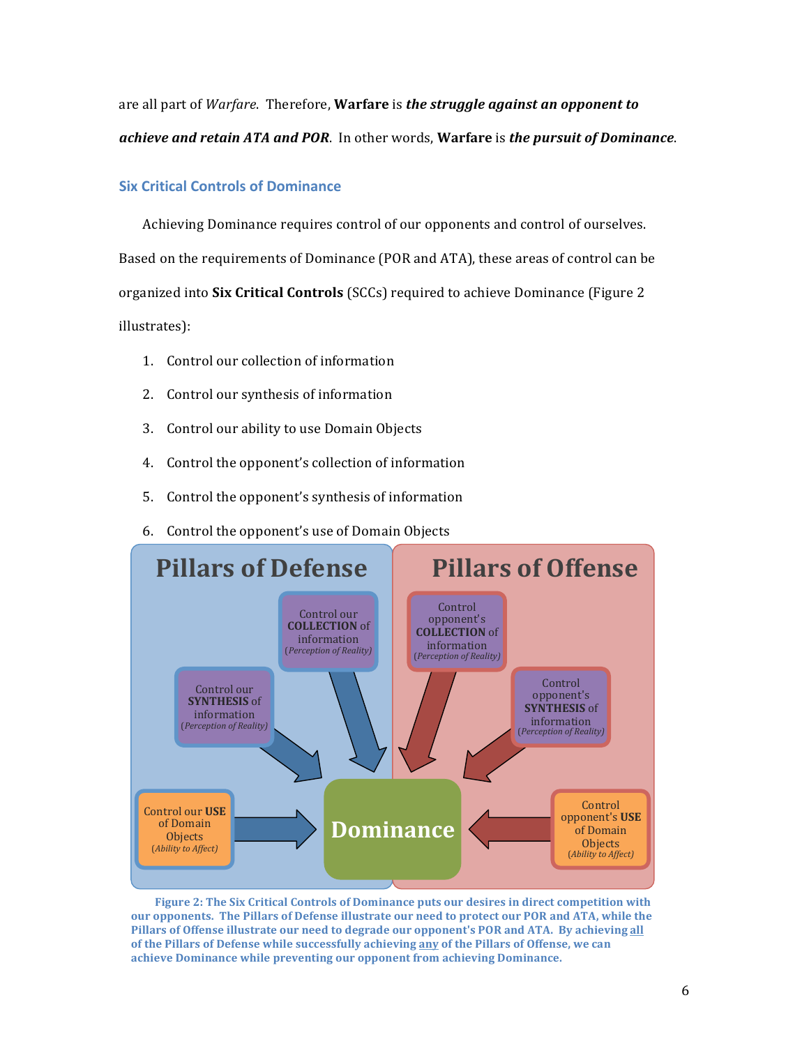are all part of *Warfare*. Therefore, **Warfare** is ***the struggle against an opponent to achieve and retain ATA and POR***. In other words, **Warfare** is ***the pursuit of Dominance***.

## Six Critical Controls of Dominance

Achieving Dominance requires control of our opponents and control of ourselves. Based on the requirements of Dominance (POR and ATA), these areas of control can be organized into **Six Critical Controls** (SCCs) required to achieve Dominance (Figure 2 illustrates):

1. Control our collection of information
2. Control our synthesis of information
3. Control our ability to use Domain Objects
4. Control the opponent's collection of information
5. Control the opponent's synthesis of information
6. Control the opponent's use of Domain Objects

**Figure 2: The Six Critical Controls of Dominance puts our desires in direct competition with our opponents. The Pillars of Defense illustrate our need to protect our POR and ATA, while the Pillars of Offense illustrate our need to degrade our opponent's POR and ATA. By achieving <u>all</u> of the Pillars of Defense while successfully achieving <u>any</u> of the Pillars of Offense, we can achieve Dominance while preventing our opponent from achieving Dominance.**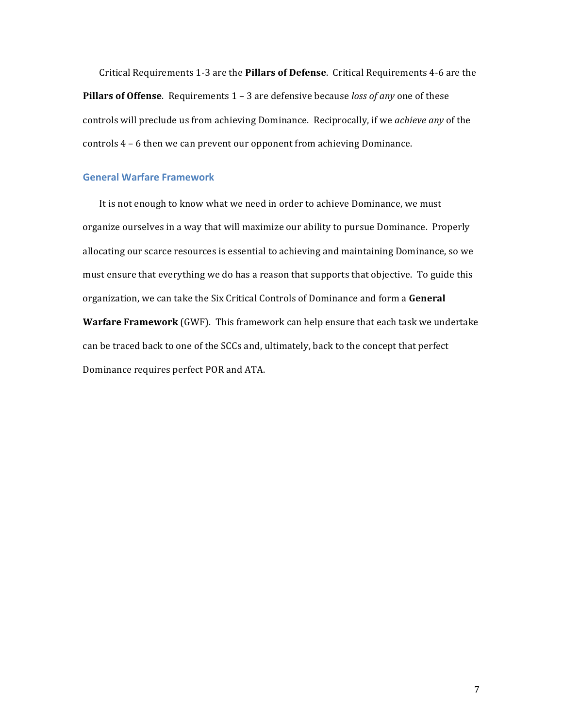Critical Requirements 1-3 are the **Pillars of Defense**. Critical Requirements 4-6 are the **Pillars of Offense**. Requirements 1 – 3 are defensive because *loss of any* one of these controls will preclude us from achieving Dominance. Reciprocally, if we *achieve any* of the controls 4 – 6 then we can prevent our opponent from achieving Dominance.

## General Warfare Framework

It is not enough to know what we need in order to achieve Dominance, we must organize ourselves in a way that will maximize our ability to pursue Dominance. Properly allocating our scarce resources is essential to achieving and maintaining Dominance, so we must ensure that everything we do has a reason that supports that objective. To guide this organization, we can take the Six Critical Controls of Dominance and form a **General Warfare Framework** (GWF). This framework can help ensure that each task we undertake can be traced back to one of the SCCs and, ultimately, back to the concept that perfect Dominance requires perfect POR and ATA.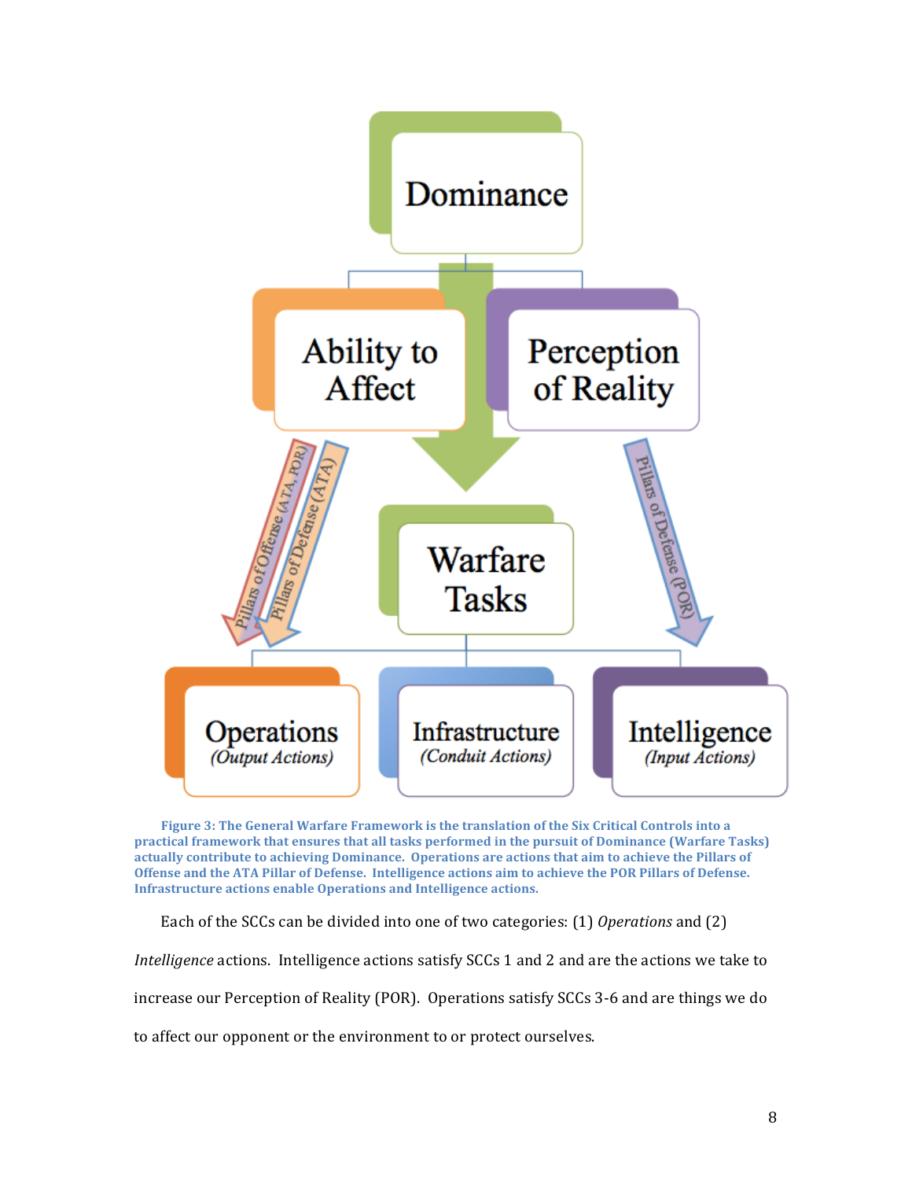Figure 3: The General Warfare Framework is the translation of the Six Critical Controls into a practical framework that ensures that all tasks performed in the pursuit of Dominance (Warfare Tasks) actually contribute to achieving Dominance. Operations are actions that aim to achieve the Pillars of Offense and the ATA Pillar of Defense. Intelligence actions aim to achieve the POR Pillars of Defense. Infrastructure actions enable Operations and Intelligence actions.

Each of the SCCs can be divided into one of two categories: (1) *Operations* and (2) *Intelligence* actions. Intelligence actions satisfy SCCs 1 and 2 and are the actions we take to increase our Perception of Reality (POR). Operations satisfy SCCs 3-6 and are things we do to affect our opponent or the environment to or protect ourselves.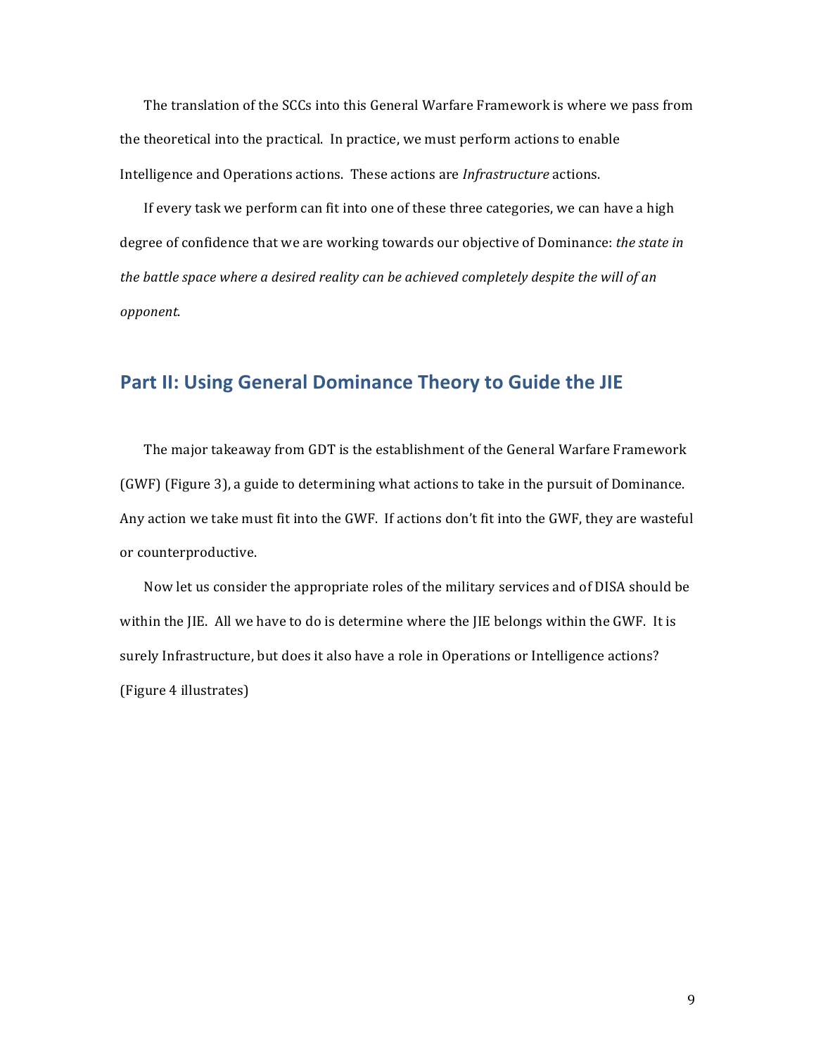The translation of the SCCs into this General Warfare Framework is where we pass from the theoretical into the practical. In practice, we must perform actions to enable Intelligence and Operations actions. These actions are *Infrastructure* actions.

If every task we perform can fit into one of these three categories, we can have a high degree of confidence that we are working towards our objective of Dominance: *the state in the battle space where a desired reality can be achieved completely despite the will of an opponent*.

## Part II: Using General Dominance Theory to Guide the JIE

The major takeaway from GDT is the establishment of the General Warfare Framework (GWF) (Figure 3), a guide to determining what actions to take in the pursuit of Dominance. Any action we take must fit into the GWF. If actions don't fit into the GWF, they are wasteful or counterproductive.

Now let us consider the appropriate roles of the military services and of DISA should be within the JIE. All we have to do is determine where the JIE belongs within the GWF. It is surely Infrastructure, but does it also have a role in Operations or Intelligence actions? (Figure 4 illustrates)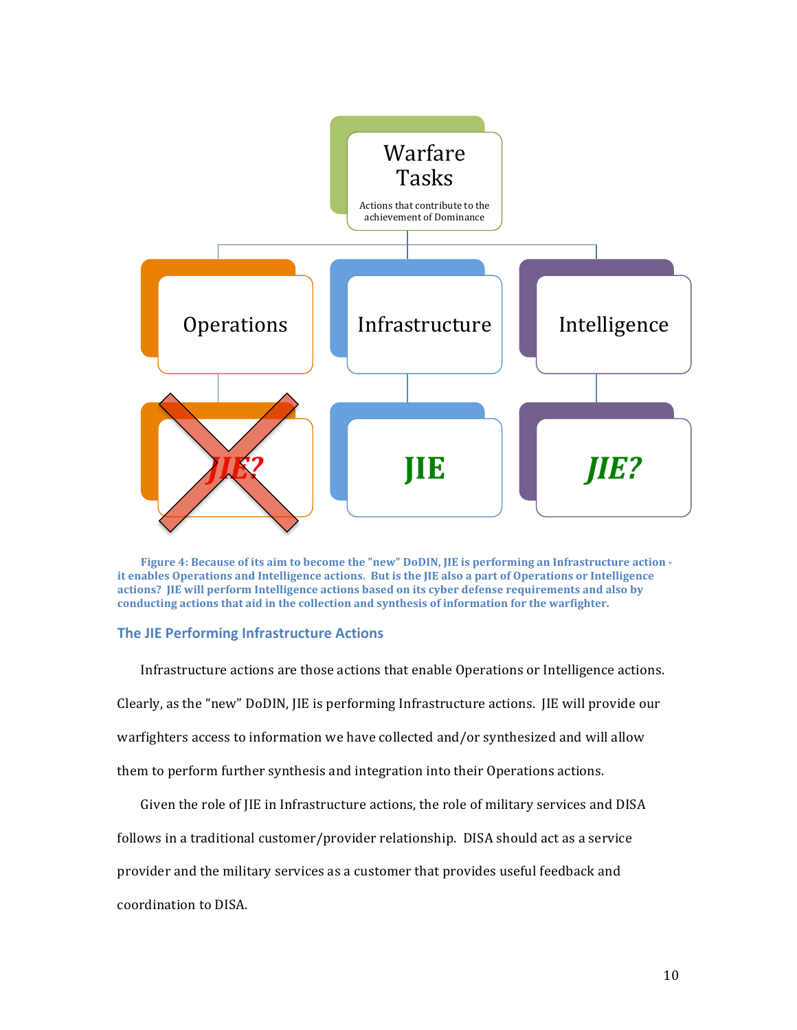Figure 4: Because of its aim to become the "new" DoDIN, JIE is performing an Infrastructure action - it enables Operations and Intelligence actions. But is the JIE also a part of Operations or Intelligence actions? JIE will perform Intelligence actions based on its cyber defense requirements and also by conducting actions that aid in the collection and synthesis of information for the warfighter.

## The JIE Performing Infrastructure Actions

Infrastructure actions are those actions that enable Operations or Intelligence actions. Clearly, as the "new" DoDIN, JIE is performing Infrastructure actions. JIE will provide our warfighters access to information we have collected and/or synthesized and will allow them to perform further synthesis and integration into their Operations actions.

Given the role of JIE in Infrastructure actions, the role of military services and DISA follows in a traditional customer/provider relationship. DISA should act as a service provider and the military services as a customer that provides useful feedback and coordination to DISA.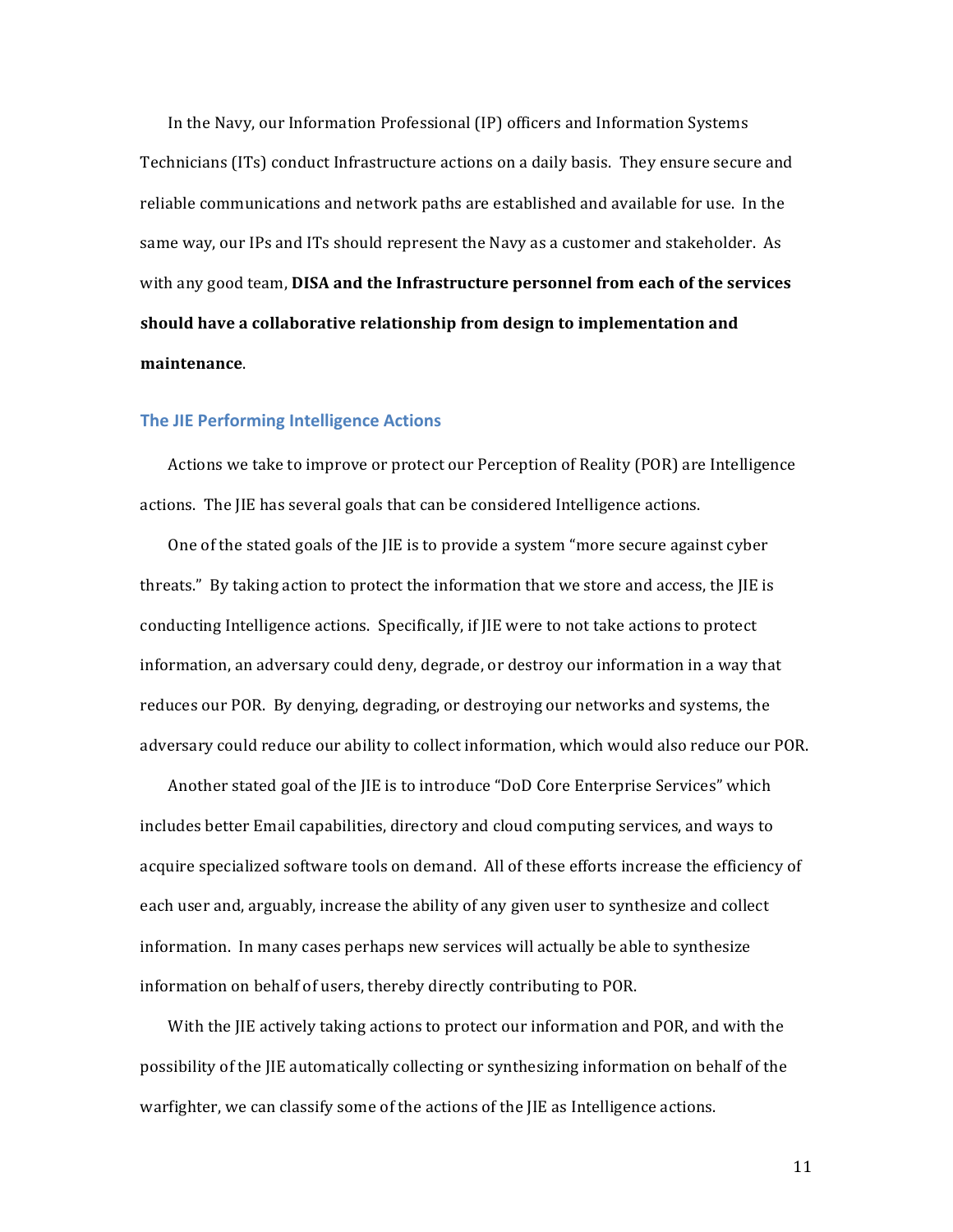In the Navy, our Information Professional (IP) officers and Information Systems Technicians (ITs) conduct Infrastructure actions on a daily basis. They ensure secure and reliable communications and network paths are established and available for use. In the same way, our IPs and ITs should represent the Navy as a customer and stakeholder. As with any good team, **DISA and the Infrastructure personnel from each of the services should have a collaborative relationship from design to implementation and maintenance**.

### The JIE Performing Intelligence Actions

Actions we take to improve or protect our Perception of Reality (POR) are Intelligence actions. The JIE has several goals that can be considered Intelligence actions.

One of the stated goals of the JIE is to provide a system "more secure against cyber threats." By taking action to protect the information that we store and access, the JIE is conducting Intelligence actions. Specifically, if JIE were to not take actions to protect information, an adversary could deny, degrade, or destroy our information in a way that reduces our POR. By denying, degrading, or destroying our networks and systems, the adversary could reduce our ability to collect information, which would also reduce our POR.

Another stated goal of the JIE is to introduce "DoD Core Enterprise Services" which includes better Email capabilities, directory and cloud computing services, and ways to acquire specialized software tools on demand. All of these efforts increase the efficiency of each user and, arguably, increase the ability of any given user to synthesize and collect information. In many cases perhaps new services will actually be able to synthesize information on behalf of users, thereby directly contributing to POR.

With the JIE actively taking actions to protect our information and POR, and with the possibility of the JIE automatically collecting or synthesizing information on behalf of the warfighter, we can classify some of the actions of the JIE as Intelligence actions.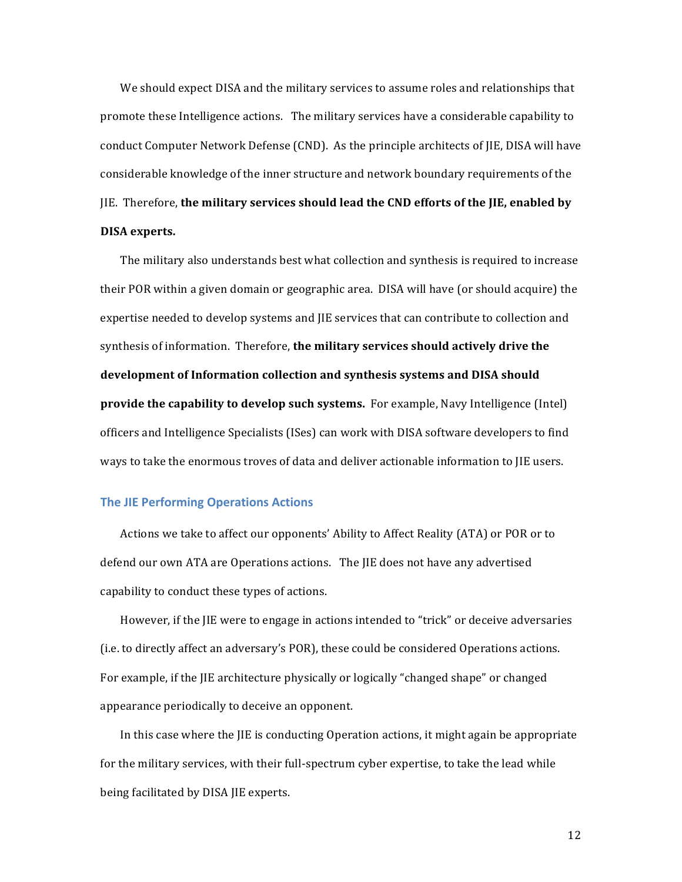We should expect DISA and the military services to assume roles and relationships that promote these Intelligence actions. The military services have a considerable capability to conduct Computer Network Defense (CND). As the principle architects of JIE, DISA will have considerable knowledge of the inner structure and network boundary requirements of the JIE. Therefore, **the military services should lead the CND efforts of the JIE, enabled by DISA experts.**

The military also understands best what collection and synthesis is required to increase their POR within a given domain or geographic area. DISA will have (or should acquire) the expertise needed to develop systems and JIE services that can contribute to collection and synthesis of information. Therefore, **the military services should actively drive the development of Information collection and synthesis systems and DISA should provide the capability to develop such systems.** For example, Navy Intelligence (Intel) officers and Intelligence Specialists (ISes) can work with DISA software developers to find ways to take the enormous troves of data and deliver actionable information to JIE users.

## The JIE Performing Operations Actions

Actions we take to affect our opponents' Ability to Affect Reality (ATA) or POR or to defend our own ATA are Operations actions. The JIE does not have any advertised capability to conduct these types of actions.

However, if the JIE were to engage in actions intended to "trick" or deceive adversaries (i.e. to directly affect an adversary's POR), these could be considered Operations actions. For example, if the JIE architecture physically or logically "changed shape" or changed appearance periodically to deceive an opponent.

In this case where the JIE is conducting Operation actions, it might again be appropriate for the military services, with their full-spectrum cyber expertise, to take the lead while being facilitated by DISA JIE experts.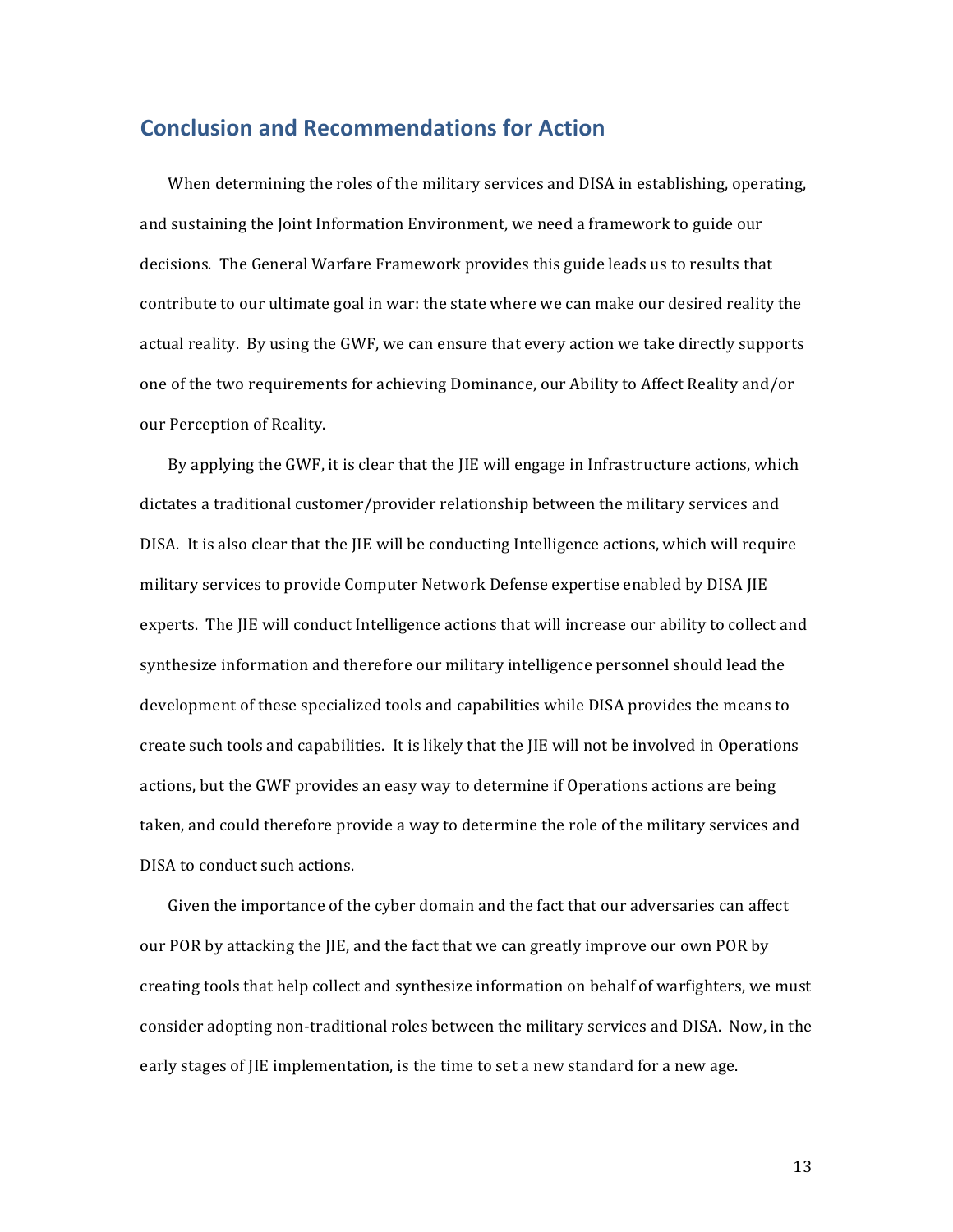## Conclusion and Recommendations for Action

When determining the roles of the military services and DISA in establishing, operating, and sustaining the Joint Information Environment, we need a framework to guide our decisions. The General Warfare Framework provides this guide leads us to results that contribute to our ultimate goal in war: the state where we can make our desired reality the actual reality. By using the GWF, we can ensure that every action we take directly supports one of the two requirements for achieving Dominance, our Ability to Affect Reality and/or our Perception of Reality.

By applying the GWF, it is clear that the JIE will engage in Infrastructure actions, which dictates a traditional customer/provider relationship between the military services and DISA. It is also clear that the JIE will be conducting Intelligence actions, which will require military services to provide Computer Network Defense expertise enabled by DISA JIE experts. The JIE will conduct Intelligence actions that will increase our ability to collect and synthesize information and therefore our military intelligence personnel should lead the development of these specialized tools and capabilities while DISA provides the means to create such tools and capabilities. It is likely that the JIE will not be involved in Operations actions, but the GWF provides an easy way to determine if Operations actions are being taken, and could therefore provide a way to determine the role of the military services and DISA to conduct such actions.

Given the importance of the cyber domain and the fact that our adversaries can affect our POR by attacking the JIE, and the fact that we can greatly improve our own POR by creating tools that help collect and synthesize information on behalf of warfighters, we must consider adopting non-traditional roles between the military services and DISA. Now, in the early stages of JIE implementation, is the time to set a new standard for a new age.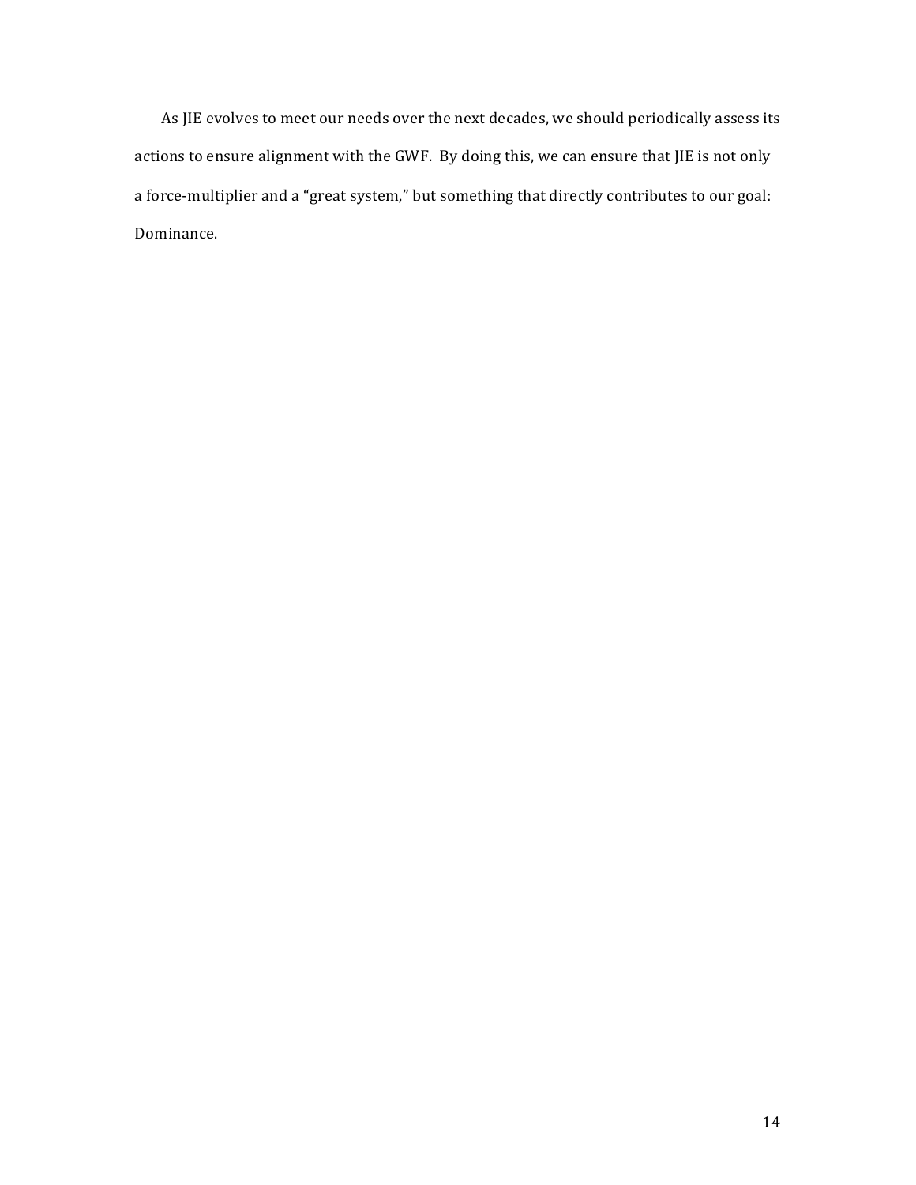As JIE evolves to meet our needs over the next decades, we should periodically assess its actions to ensure alignment with the GWF. By doing this, we can ensure that JIE is not only a force-multiplier and a "great system," but something that directly contributes to our goal: Dominance.